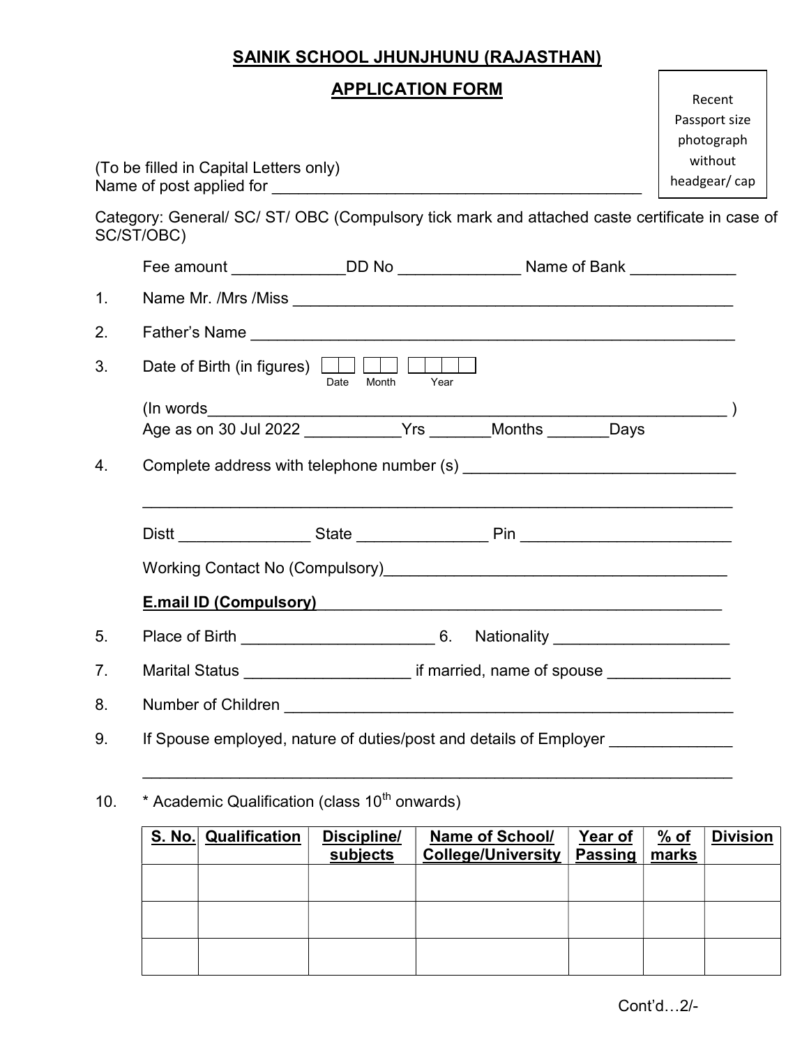# SAINIK SCHOOL JHUNJHUNU (RAJASTHAN)

## APPLICATION FORM

Recent Passport size photograph without headgear/ cap

(To be filled in Capital Letters only)
Name of post applied for ___________________________________________

Category: General/ SC/ ST/ OBC (Compulsory tick mark and attached caste certificate in case of SC/ST/OBC)

Fee amount _____________DD No ______________ Name of Bank ____________

1. Name Mr. /Mrs /Miss ____________________________________________________

2. Father's Name ________________________________________________________

3. Date of Birth (in figures) [ | ] [ | ] [ | | | ]
   Date Month Year

   (In words_____________________________________________________________ )
   Age as on 30 Jul 2022 ___________Yrs _______Months _______Days

4. Complete address with telephone number (s) _______________________________

   _________________________________________________________________

   Distt _______________ State _______________ Pin ________________________

   Working Contact No (Compulsory)_______________________________________

   **E.mail ID (Compulsory)** _____________________________________________

5. Place of Birth ______________________ 6. Nationality ____________________

7. Marital Status ___________________ if married, name of spouse ______________

8. Number of Children ______________________________________________________

9. If Spouse employed, nature of duties/post and details of Employer ______________

   _________________________________________________________________

10. * Academic Qualification (class 10th onwards)

| S. No. | Qualification | Discipline/ subjects | Name of School/ College/University | Year of Passing | % of marks | Division |
|---|---|---|---|---|---|---|
| | | | | | | |
| | | | | | | |
| | | | | | | |

Cont'd…2/-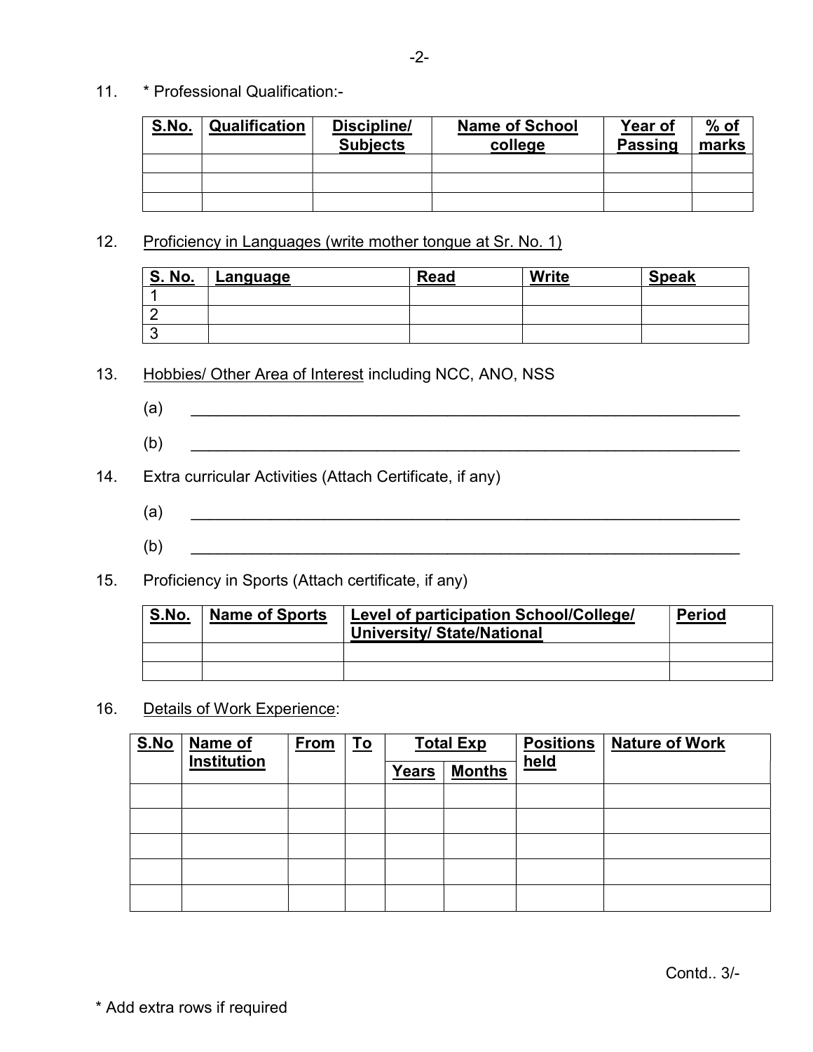11. * Professional Qualification:-

| S.No. | Qualification | Discipline/ Subjects | Name of School college | Year of Passing | % of marks |
|---|---|---|---|---|---|
| | | | | | |
| | | | | | |
| | | | | | |

12. Proficiency in Languages (write mother tongue at Sr. No. 1)

| S. No. | Language | Read | Write | Speak |
|---|---|---|---|---|
| 1 | | | | |
| 2 | | | | |
| 3 | | | | |

13. Hobbies/ Other Area of Interest including NCC, ANO, NSS

(a) ________________________________________________________________

(b) ________________________________________________________________

14. Extra curricular Activities (Attach Certificate, if any)

(a) ________________________________________________________________

(b) ________________________________________________________________

15. Proficiency in Sports (Attach certificate, if any)

| S.No. | Name of Sports | Level of participation School/College/ University/ State/National | Period |
|---|---|---|---|
| | | | |
| | | | |

16. Details of Work Experience:

| S.No | Name of Institution | From | To | Total Exp | | Positions held | Nature of Work |
|---|---|---|---|---|---|---|---|
| | | | | Years | Months | | |
| | | | | | | | |
| | | | | | | | |
| | | | | | | | |
| | | | | | | | |
| | | | | | | | |

Contd.. 3/-

* Add extra rows if required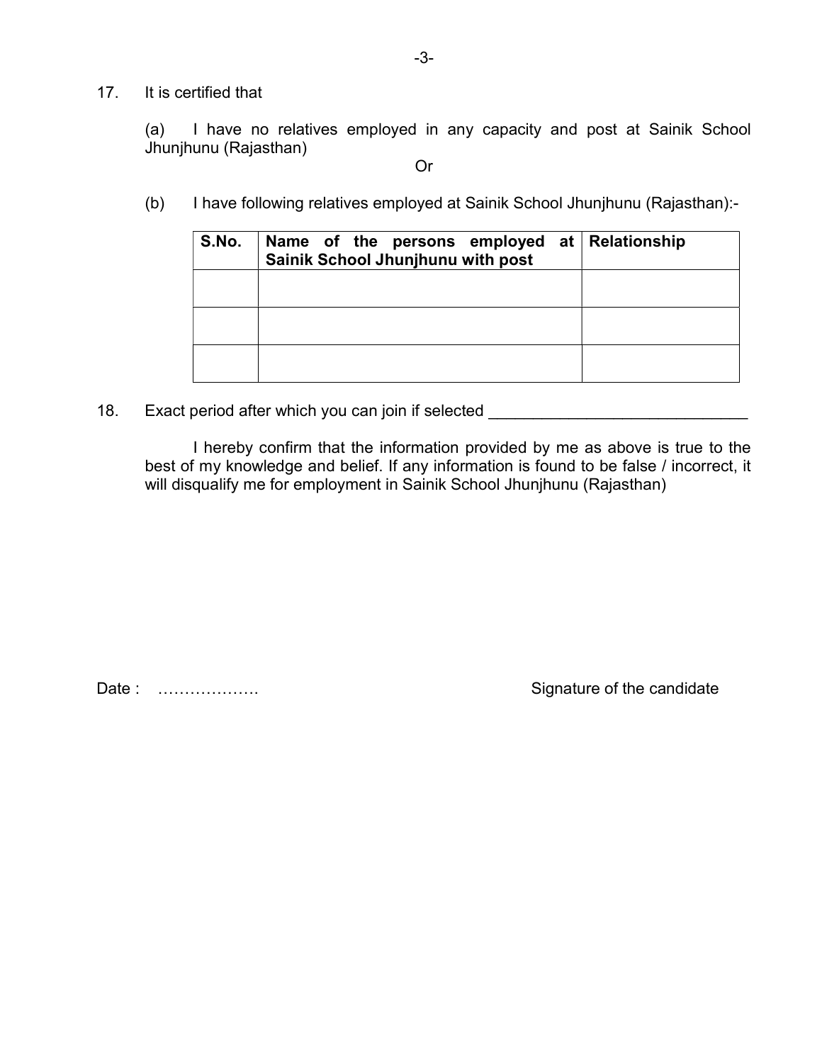17. It is certified that

(a) I have no relatives employed in any capacity and post at Sainik School Jhunjhunu (Rajasthan)

Or

(b) I have following relatives employed at Sainik School Jhunjhunu (Rajasthan):-

| S.No. | Name of the persons employed at Sainik School Jhunjhunu with post | Relationship |
|---|---|---|
| | | |
| | | |
| | | |

18. Exact period after which you can join if selected ______________________________

I hereby confirm that the information provided by me as above is true to the best of my knowledge and belief. If any information is found to be false / incorrect, it will disqualify me for employment in Sainik School Jhunjhunu (Rajasthan)

Date : ……………….                                                    Signature of the candidate